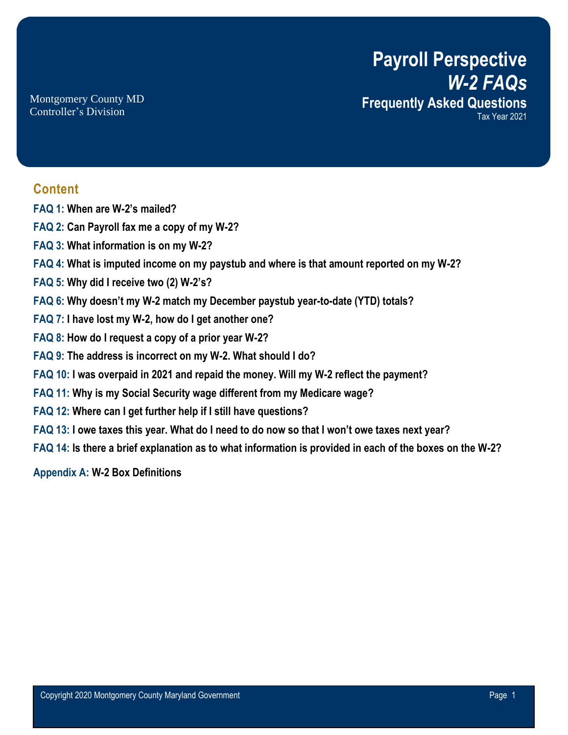Montgomery County MD
Controller's Division

# Payroll Perspective
## *W-2 FAQs*
### Frequently Asked Questions
Tax Year 2021

## Content

**FAQ 1: When are W-2's mailed?**

**FAQ 2: Can Payroll fax me a copy of my W-2?**

**FAQ 3: What information is on my W-2?**

**FAQ 4: What is imputed income on my paystub and where is that amount reported on my W-2?**

**FAQ 5: Why did I receive two (2) W-2's?**

**FAQ 6: Why doesn't my W-2 match my December paystub year-to-date (YTD) totals?**

**FAQ 7: I have lost my W-2, how do I get another one?**

**FAQ 8: How do I request a copy of a prior year W-2?**

**FAQ 9: The address is incorrect on my W-2. What should I do?**

**FAQ 10: I was overpaid in 2021 and repaid the money. Will my W-2 reflect the payment?**

**FAQ 11: Why is my Social Security wage different from my Medicare wage?**

**FAQ 12: Where can I get further help if I still have questions?**

**FAQ 13: I owe taxes this year. What do I need to do now so that I won't owe taxes next year?**

**FAQ 14: Is there a brief explanation as to what information is provided in each of the boxes on the W-2?**

**Appendix A: W-2 Box Definitions**

Copyright 2020 Montgomery County Maryland Government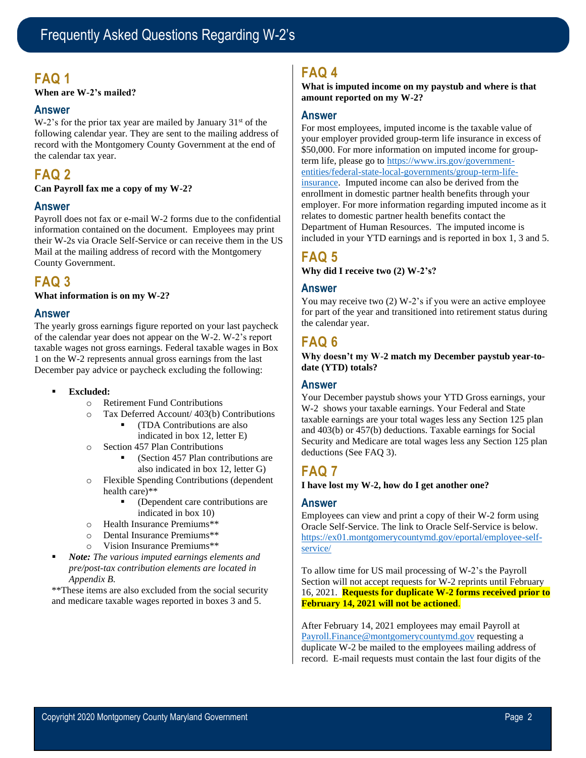# Frequently Asked Questions Regarding W-2's

## FAQ 1

**When are W-2's mailed?**

### Answer

W-2's for the prior tax year are mailed by January 31st of the following calendar year. They are sent to the mailing address of record with the Montgomery County Government at the end of the calendar tax year.

## FAQ 2

**Can Payroll fax me a copy of my W-2?**

### Answer

Payroll does not fax or e-mail W-2 forms due to the confidential information contained on the document. Employees may print their W-2s via Oracle Self-Service or can receive them in the US Mail at the mailing address of record with the Montgomery County Government.

## FAQ 3

**What information is on my W-2?**

### Answer

The yearly gross earnings figure reported on your last paycheck of the calendar year does not appear on the W-2. W-2's report taxable wages not gross earnings. Federal taxable wages in Box 1 on the W-2 represents annual gross earnings from the last December pay advice or paycheck excluding the following:

- **Excluded:**
  - Retirement Fund Contributions
  - Tax Deferred Account/ 403(b) Contributions
    - (TDA Contributions are also indicated in box 12, letter E)
  - Section 457 Plan Contributions
    - (Section 457 Plan contributions are also indicated in box 12, letter G)
  - Flexible Spending Contributions (dependent health care)**
    - (Dependent care contributions are indicated in box 10)
  - Health Insurance Premiums**
  - Dental Insurance Premiums**
  - Vision Insurance Premiums**
- ***Note:** The various imputed earnings elements and pre/post-tax contribution elements are located in Appendix B.*

**These items are also excluded from the social security and medicare taxable wages reported in boxes 3 and 5.

## FAQ 4

**What is imputed income on my paystub and where is that amount reported on my W-2?**

### Answer

For most employees, imputed income is the taxable value of your employer provided group-term life insurance in excess of $50,000. For more information on imputed income for group-term life, please go to https://www.irs.gov/government-entities/federal-state-local-governments/group-term-life-insurance. Imputed income can also be derived from the enrollment in domestic partner health benefits through your employer. For more information regarding imputed income as it relates to domestic partner health benefits contact the Department of Human Resources. The imputed income is included in your YTD earnings and is reported in box 1, 3 and 5.

## FAQ 5

**Why did I receive two (2) W-2's?**

### Answer

You may receive two (2) W-2's if you were an active employee for part of the year and transitioned into retirement status during the calendar year.

## FAQ 6

**Why doesn't my W-2 match my December paystub year-to-date (YTD) totals?**

### Answer

Your December paystub shows your YTD Gross earnings, your W-2 shows your taxable earnings. Your Federal and State taxable earnings are your total wages less any Section 125 plan and 403(b) or 457(b) deductions. Taxable earnings for Social Security and Medicare are total wages less any Section 125 plan deductions (See FAQ 3).

## FAQ 7

**I have lost my W-2, how do I get another one?**

### Answer

Employees can view and print a copy of their W-2 form using Oracle Self-Service. The link to Oracle Self-Service is below. https://ex01.montgomerycountymd.gov/eportal/employee-self-service/

To allow time for US mail processing of W-2's the Payroll Section will not accept requests for W-2 reprints until February 16, 2021. **Requests for duplicate W-2 forms received prior to February 14, 2021 will not be actioned**.

After February 14, 2021 employees may email Payroll at Payroll.Finance@montgomerycountymd.gov requesting a duplicate W-2 be mailed to the employees mailing address of record. E-mail requests must contain the last four digits of the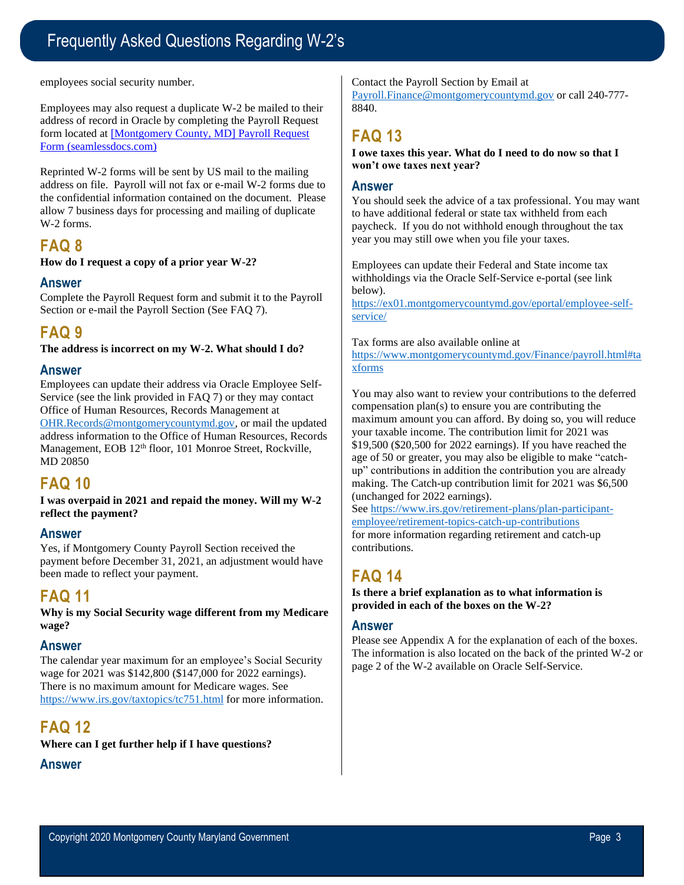employees social security number.

Employees may also request a duplicate W-2 be mailed to their address of record in Oracle by completing the Payroll Request form located at [Montgomery County, MD] Payroll Request Form (seamlessdocs.com)

Reprinted W-2 forms will be sent by US mail to the mailing address on file. Payroll will not fax or e-mail W-2 forms due to the confidential information contained on the document. Please allow 7 business days for processing and mailing of duplicate W-2 forms.

## FAQ 8

**How do I request a copy of a prior year W-2?**

### Answer

Complete the Payroll Request form and submit it to the Payroll Section or e-mail the Payroll Section (See FAQ 7).

## FAQ 9

**The address is incorrect on my W-2. What should I do?**

### Answer

Employees can update their address via Oracle Employee Self-Service (see the link provided in FAQ 7) or they may contact Office of Human Resources, Records Management at OHR.Records@montgomerycountymd.gov, or mail the updated address information to the Office of Human Resources, Records Management, EOB 12th floor, 101 Monroe Street, Rockville, MD 20850

## FAQ 10

**I was overpaid in 2021 and repaid the money. Will my W-2 reflect the payment?**

### Answer

Yes, if Montgomery County Payroll Section received the payment before December 31, 2021, an adjustment would have been made to reflect your payment.

## FAQ 11

**Why is my Social Security wage different from my Medicare wage?**

### Answer

The calendar year maximum for an employee's Social Security wage for 2021 was $142,800 ($147,000 for 2022 earnings). There is no maximum amount for Medicare wages. See https://www.irs.gov/taxtopics/tc751.html for more information.

## FAQ 12

**Where can I get further help if I have questions?**

### Answer

Contact the Payroll Section by Email at Payroll.Finance@montgomerycountymd.gov or call 240-777-8840.

## FAQ 13

**I owe taxes this year. What do I need to do now so that I won't owe taxes next year?**

### Answer

You should seek the advice of a tax professional. You may want to have additional federal or state tax withheld from each paycheck. If you do not withhold enough throughout the tax year you may still owe when you file your taxes.

Employees can update their Federal and State income tax withholdings via the Oracle Self-Service e-portal (see link below).
https://ex01.montgomerycountymd.gov/eportal/employee-self-service/

Tax forms are also available online at https://www.montgomerycountymd.gov/Finance/payroll.html#taxforms

You may also want to review your contributions to the deferred compensation plan(s) to ensure you are contributing the maximum amount you can afford. By doing so, you will reduce your taxable income. The contribution limit for 2021 was $19,500 ($20,500 for 2022 earnings). If you have reached the age of 50 or greater, you may also be eligible to make "catch-up" contributions in addition the contribution you are already making. The Catch-up contribution limit for 2021 was $6,500 (unchanged for 2022 earnings).
See https://www.irs.gov/retirement-plans/plan-participant-employee/retirement-topics-catch-up-contributions for more information regarding retirement and catch-up contributions.

## FAQ 14

**Is there a brief explanation as to what information is provided in each of the boxes on the W-2?**

### Answer

Please see Appendix A for the explanation of each of the boxes. The information is also located on the back of the printed W-2 or page 2 of the W-2 available on Oracle Self-Service.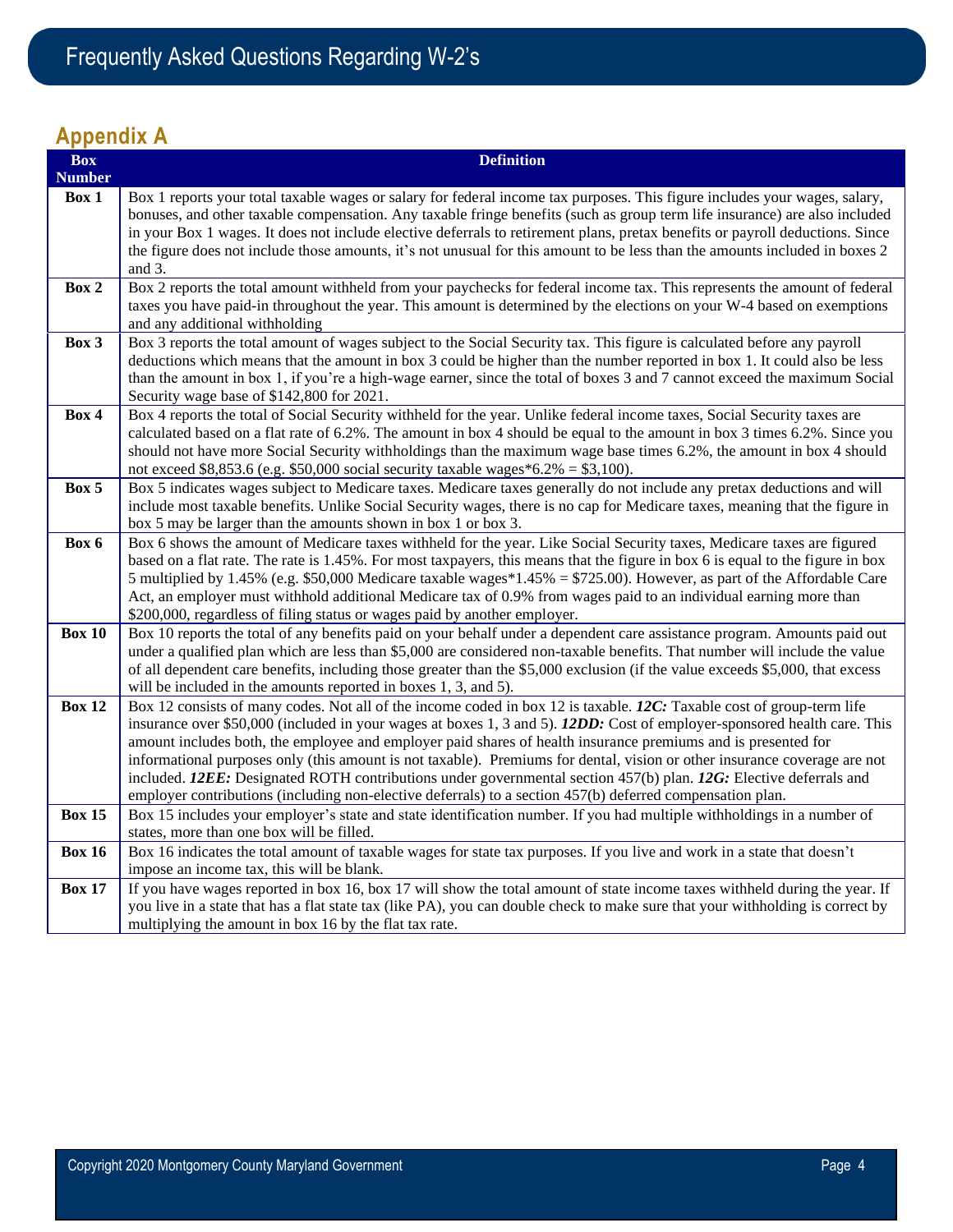## Appendix A

| Box Number | Definition |
|---|---|
| **Box 1** | Box 1 reports your total taxable wages or salary for federal income tax purposes. This figure includes your wages, salary, bonuses, and other taxable compensation. Any taxable fringe benefits (such as group term life insurance) are also included in your Box 1 wages. It does not include elective deferrals to retirement plans, pretax benefits or payroll deductions. Since the figure does not include those amounts, it's not unusual for this amount to be less than the amounts included in boxes 2 and 3. |
| **Box 2** | Box 2 reports the total amount withheld from your paychecks for federal income tax. This represents the amount of federal taxes you have paid-in throughout the year. This amount is determined by the elections on your W-4 based on exemptions and any additional withholding |
| **Box 3** | Box 3 reports the total amount of wages subject to the Social Security tax. This figure is calculated before any payroll deductions which means that the amount in box 3 could be higher than the number reported in box 1. It could also be less than the amount in box 1, if you're a high-wage earner, since the total of boxes 3 and 7 cannot exceed the maximum Social Security wage base of $142,800 for 2021. |
| **Box 4** | Box 4 reports the total of Social Security withheld for the year. Unlike federal income taxes, Social Security taxes are calculated based on a flat rate of 6.2%. The amount in box 4 should be equal to the amount in box 3 times 6.2%. Since you should not have more Social Security withholdings than the maximum wage base times 6.2%, the amount in box 4 should not exceed $8,853.6 (e.g. $50,000 social security taxable wages*6.2% = $3,100). |
| **Box 5** | Box 5 indicates wages subject to Medicare taxes. Medicare taxes generally do not include any pretax deductions and will include most taxable benefits. Unlike Social Security wages, there is no cap for Medicare taxes, meaning that the figure in box 5 may be larger than the amounts shown in box 1 or box 3. |
| **Box 6** | Box 6 shows the amount of Medicare taxes withheld for the year. Like Social Security taxes, Medicare taxes are figured based on a flat rate. The rate is 1.45%. For most taxpayers, this means that the figure in box 6 is equal to the figure in box 5 multiplied by 1.45% (e.g. $50,000 Medicare taxable wages*1.45% = $725.00). However, as part of the Affordable Care Act, an employer must withhold additional Medicare tax of 0.9% from wages paid to an individual earning more than $200,000, regardless of filing status or wages paid by another employer. |
| **Box 10** | Box 10 reports the total of any benefits paid on your behalf under a dependent care assistance program. Amounts paid out under a qualified plan which are less than $5,000 are considered non-taxable benefits. That number will include the value of all dependent care benefits, including those greater than the $5,000 exclusion (if the value exceeds $5,000, that excess will be included in the amounts reported in boxes 1, 3, and 5). |
| **Box 12** | Box 12 consists of many codes. Not all of the income coded in box 12 is taxable. ***12C:*** Taxable cost of group-term life insurance over $50,000 (included in your wages at boxes 1, 3 and 5). ***12DD:*** Cost of employer-sponsored health care. This amount includes both, the employee and employer paid shares of health insurance premiums and is presented for informational purposes only (this amount is not taxable). Premiums for dental, vision or other insurance coverage are not included. ***12EE:*** Designated ROTH contributions under governmental section 457(b) plan. ***12G:*** Elective deferrals and employer contributions (including non-elective deferrals) to a section 457(b) deferred compensation plan. |
| **Box 15** | Box 15 includes your employer's state and state identification number. If you had multiple withholdings in a number of states, more than one box will be filled. |
| **Box 16** | Box 16 indicates the total amount of taxable wages for state tax purposes. If you live and work in a state that doesn't impose an income tax, this will be blank. |
| **Box 17** | If you have wages reported in box 16, box 17 will show the total amount of state income taxes withheld during the year. If you live in a state that has a flat state tax (like PA), you can double check to make sure that your withholding is correct by multiplying the amount in box 16 by the flat tax rate. |